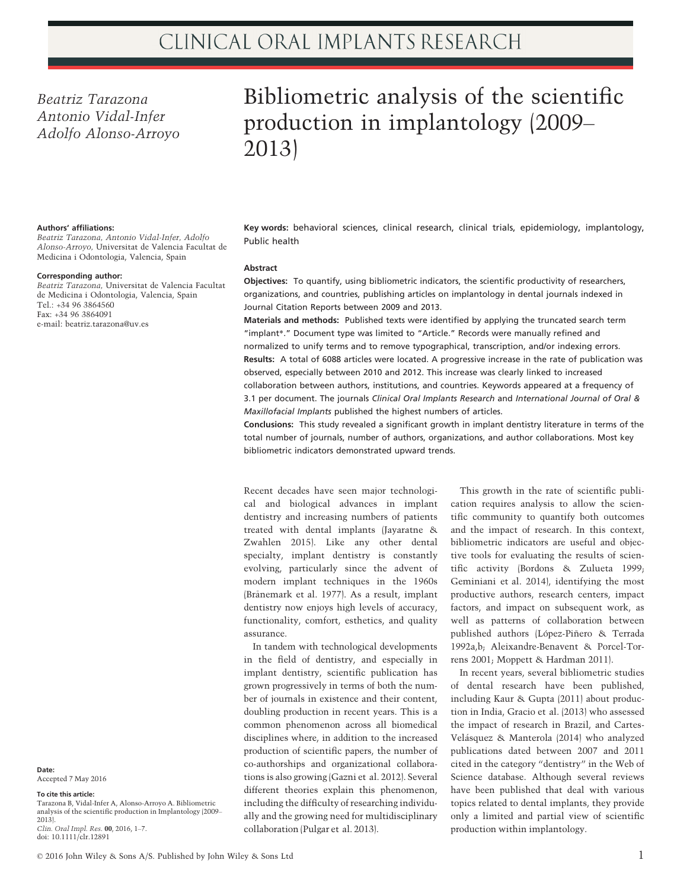# Bibliometric analysis of the scientific production in implantology (2009–2013)

*Beatriz Tarazona*
*Antonio Vidal-Infer*
*Adolfo Alonso-Arroyo*

**Authors' affiliations:**
*Beatriz Tarazona, Antonio Vidal-Infer, Adolfo Alonso-Arroyo,* Universitat de Valencia Facultat de Medicina i Odontologia, Valencia, Spain

**Corresponding author:**
*Beatriz Tarazona,* Universitat de Valencia Facultat de Medicina i Odontologia, Valencia, Spain
Tel.: +34 96 3864560
Fax: +34 96 3864091
e-mail: beatriz.tarazona@uv.es

**Date:**
Accepted 7 May 2016

**To cite this article:**
Tarazona B, Vidal-Infer A, Alonso-Arroyo A. Bibliometric analysis of the scientific production in Implantology (2009–2013).
*Clin. Oral Impl. Res.* **00**, 2016, 1–7.
doi: 10.1111/clr.12891

**Key words:** behavioral sciences, clinical research, clinical trials, epidemiology, implantology, Public health

## Abstract

**Objectives:** To quantify, using bibliometric indicators, the scientific productivity of researchers, organizations, and countries, publishing articles on implantology in dental journals indexed in Journal Citation Reports between 2009 and 2013.

**Materials and methods:** Published texts were identified by applying the truncated search term "implant*." Document type was limited to "Article." Records were manually refined and normalized to unify terms and to remove typographical, transcription, and/or indexing errors.

**Results:** A total of 6088 articles were located. A progressive increase in the rate of publication was observed, especially between 2010 and 2012. This increase was clearly linked to increased collaboration between authors, institutions, and countries. Keywords appeared at a frequency of 3.1 per document. The journals *Clinical Oral Implants Research* and *International Journal of Oral & Maxillofacial Implants* published the highest numbers of articles.

**Conclusions:** This study revealed a significant growth in implant dentistry literature in terms of the total number of journals, number of authors, organizations, and author collaborations. Most key bibliometric indicators demonstrated upward trends.

Recent decades have seen major technological and biological advances in implant dentistry and increasing numbers of patients treated with dental implants (Jayaratne & Zwahlen 2015). Like any other dental specialty, implant dentistry is constantly evolving, particularly since the advent of modern implant techniques in the 1960s (Brånemark et al. 1977). As a result, implant dentistry now enjoys high levels of accuracy, functionality, comfort, esthetics, and quality assurance.

In tandem with technological developments in the field of dentistry, and especially in implant dentistry, scientific publication has grown progressively in terms of both the number of journals in existence and their content, doubling production in recent years. This is a common phenomenon across all biomedical disciplines where, in addition to the increased production of scientific papers, the number of co-authorships and organizational collaborations is also growing (Gazni et al. 2012). Several different theories explain this phenomenon, including the difficulty of researching individually and the growing need for multidisciplinary collaboration (Pulgar et al. 2013).

This growth in the rate of scientific publication requires analysis to allow the scientific community to quantify both outcomes and the impact of research. In this context, bibliometric indicators are useful and objective tools for evaluating the results of scientific activity (Bordons & Zulueta 1999; Geminiani et al. 2014), identifying the most productive authors, research centers, impact factors, and impact on subsequent work, as well as patterns of collaboration between published authors (López-Piñero & Terrada 1992a,b; Aleixandre-Benavent & Porcel-Torrens 2001; Moppett & Hardman 2011).

In recent years, several bibliometric studies of dental research have been published, including Kaur & Gupta (2011) about production in India, Gracio et al. (2013) who assessed the impact of research in Brazil, and Cartes-Velásquez & Manterola (2014) who analyzed publications dated between 2007 and 2011 cited in the category "dentistry" in the Web of Science database. Although several reviews have been published that deal with various topics related to dental implants, they provide only a limited and partial view of scientific production within implantology.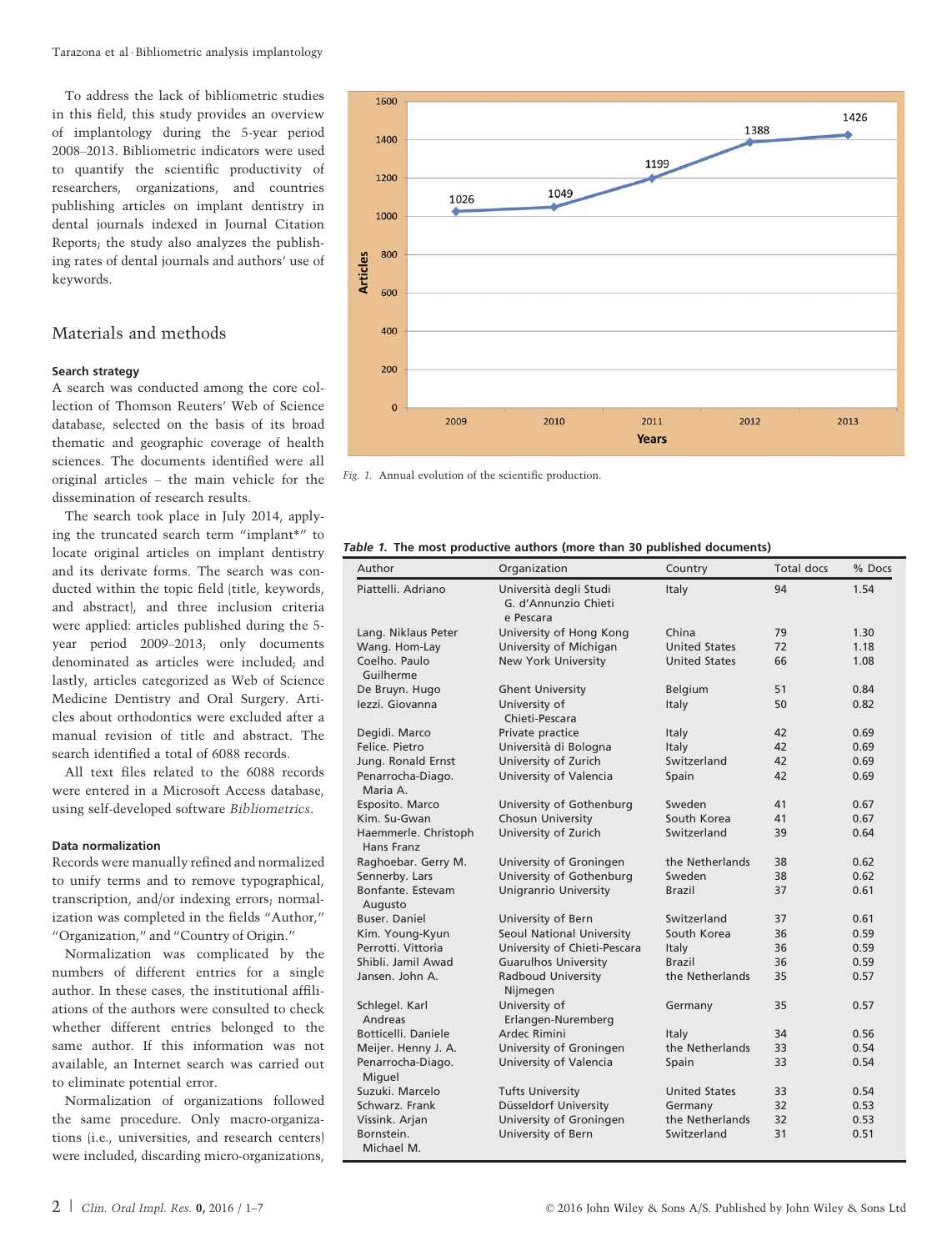To address the lack of bibliometric studies in this field, this study provides an overview of implantology during the 5-year period 2008–2013. Bibliometric indicators were used to quantify the scientific productivity of researchers, organizations, and countries publishing articles on implant dentistry in dental journals indexed in Journal Citation Reports; the study also analyzes the publishing rates of dental journals and authors' use of keywords.

## Materials and methods

### Search strategy

A search was conducted among the core collection of Thomson Reuters' Web of Science database, selected on the basis of its broad thematic and geographic coverage of health sciences. The documents identified were all original articles – the main vehicle for the dissemination of research results.

The search took place in July 2014, applying the truncated search term "implant*" to locate original articles on implant dentistry and its derivate forms. The search was conducted within the topic field (title, keywords, and abstract), and three inclusion criteria were applied: articles published during the 5-year period 2009–2013; only documents denominated as articles were included; and lastly, articles categorized as Web of Science Medicine Dentistry and Oral Surgery. Articles about orthodontics were excluded after a manual revision of title and abstract. The search identified a total of 6088 records.

All text files related to the 6088 records were entered in a Microsoft Access database, using self-developed software *Bibliometrics*.

### Data normalization

Records were manually refined and normalized to unify terms and to remove typographical, transcription, and/or indexing errors; normalization was completed in the fields "Author," "Organization," and "Country of Origin."

Normalization was complicated by the numbers of different entries for a single author. In these cases, the institutional affiliations of the authors were consulted to check whether different entries belonged to the same author. If this information was not available, an Internet search was carried out to eliminate potential error.

Normalization of organizations followed the same procedure. Only macro-organizations (i.e., universities, and research centers) were included, discarding micro-organizations,

| Years | Articles |
|---|---|
| 2009 | 1026 |
| 2010 | 1049 |
| 2011 | 1199 |
| 2012 | 1388 |
| 2013 | 1426 |

*Fig. 1.* Annual evolution of the scientific production.

***Table 1.* The most productive authors (more than 30 published documents)**

| Author | Organization | Country | Total docs | % Docs |
|---|---|---|---|---|
| Piattelli. Adriano | Università degli Studi G. d'Annunzio Chieti e Pescara | Italy | 94 | 1.54 |
| Lang. Niklaus Peter | University of Hong Kong | China | 79 | 1.30 |
| Wang. Hom-Lay | University of Michigan | United States | 72 | 1.18 |
| Coelho. Paulo Guilherme | New York University | United States | 66 | 1.08 |
| De Bruyn. Hugo | Ghent University | Belgium | 51 | 0.84 |
| Iezzi. Giovanna | University of Chieti-Pescara | Italy | 50 | 0.82 |
| Degidi. Marco | Private practice | Italy | 42 | 0.69 |
| Felice. Pietro | Università di Bologna | Italy | 42 | 0.69 |
| Jung. Ronald Ernst | University of Zurich | Switzerland | 42 | 0.69 |
| Penarrocha-Diago. Maria A. | University of Valencia | Spain | 42 | 0.69 |
| Esposito. Marco | University of Gothenburg | Sweden | 41 | 0.67 |
| Kim. Su-Gwan | Chosun University | South Korea | 41 | 0.67 |
| Haemmerle. Christoph Hans Franz | University of Zurich | Switzerland | 39 | 0.64 |
| Raghoebar. Gerry M. | University of Groningen | the Netherlands | 38 | 0.62 |
| Sennerby. Lars | University of Gothenburg | Sweden | 38 | 0.62 |
| Bonfante. Estevam Augusto | Unigranrio University | Brazil | 37 | 0.61 |
| Buser. Daniel | University of Bern | Switzerland | 37 | 0.61 |
| Kim. Young-Kyun | Seoul National University | South Korea | 36 | 0.59 |
| Perrotti. Vittoria | University of Chieti-Pescara | Italy | 36 | 0.59 |
| Shibli. Jamil Awad | Guarulhos University | Brazil | 36 | 0.59 |
| Jansen. John A. | Radboud University Nijmegen | the Netherlands | 35 | 0.57 |
| Schlegel. Karl Andreas | University of Erlangen-Nuremberg | Germany | 35 | 0.57 |
| Botticelli. Daniele | Ardec Rimini | Italy | 34 | 0.56 |
| Meijer. Henny J. A. | University of Groningen | the Netherlands | 33 | 0.54 |
| Penarrocha-Diago. Miguel | University of Valencia | Spain | 33 | 0.54 |
| Suzuki. Marcelo | Tufts University | United States | 33 | 0.54 |
| Schwarz. Frank | Düsseldorf University | Germany | 32 | 0.53 |
| Vissink. Arjan | University of Groningen | the Netherlands | 32 | 0.53 |
| Bornstein. Michael M. | University of Bern | Switzerland | 31 | 0.51 |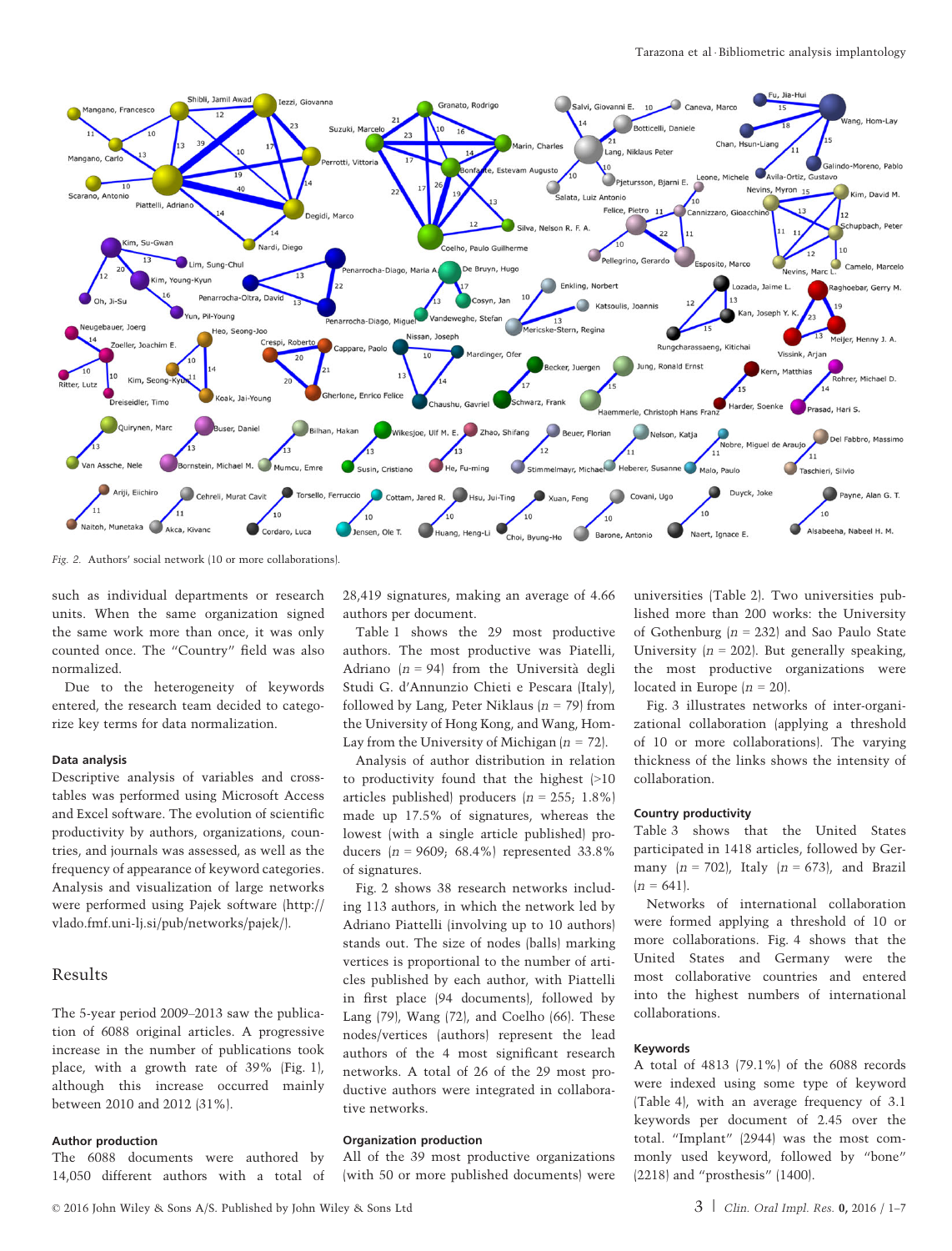Fig. 2. Authors' social network (10 or more collaborations).

such as individual departments or research units. When the same organization signed the same work more than once, it was only counted once. The "Country" field was also normalized.

Due to the heterogeneity of keywords entered, the research team decided to categorize key terms for data normalization.

### Data analysis

Descriptive analysis of variables and cross-tables was performed using Microsoft Access and Excel software. The evolution of scientific productivity by authors, organizations, countries, and journals was assessed, as well as the frequency of appearance of keyword categories. Analysis and visualization of large networks were performed using Pajek software (http://vlado.fmf.uni-lj.si/pub/networks/pajek/).

## Results

The 5-year period 2009–2013 saw the publication of 6088 original articles. A progressive increase in the number of publications took place, with a growth rate of 39% (Fig. 1), although this increase occurred mainly between 2010 and 2012 (31%).

### Author production

The 6088 documents were authored by 14,050 different authors with a total of 28,419 signatures, making an average of 4.66 authors per document.

Table 1 shows the 29 most productive authors. The most productive was Piatelli, Adriano ($n = 94$) from the Università degli Studi G. d'Annunzio Chieti e Pescara (Italy), followed by Lang, Peter Niklaus ($n = 79$) from the University of Hong Kong, and Wang, Hom-Lay from the University of Michigan ($n = 72$).

Analysis of author distribution in relation to productivity found that the highest (>10 articles published) producers ($n = 255$; 1.8%) made up 17.5% of signatures, whereas the lowest (with a single article published) producers ($n = 9609$; 68.4%) represented 33.8% of signatures.

Fig. 2 shows 38 research networks including 113 authors, in which the network led by Adriano Piattelli (involving up to 10 authors) stands out. The size of nodes (balls) marking vertices is proportional to the number of articles published by each author, with Piattelli in first place (94 documents), followed by Lang (79), Wang (72), and Coelho (66). These nodes/vertices (authors) represent the lead authors of the 4 most significant research networks. A total of 26 of the 29 most productive authors were integrated in collaborative networks.

### Organization production

All of the 39 most productive organizations (with 50 or more published documents) were universities (Table 2). Two universities published more than 200 works: the University of Gothenburg ($n = 232$) and Sao Paulo State University ($n = 202$). But generally speaking, the most productive organizations were located in Europe ($n = 20$).

Fig. 3 illustrates networks of inter-organizational collaboration (applying a threshold of 10 or more collaborations). The varying thickness of the links shows the intensity of collaboration.

### Country productivity

Table 3 shows that the United States participated in 1418 articles, followed by Germany ($n = 702$), Italy ($n = 673$), and Brazil ($n = 641$).

Networks of international collaboration were formed applying a threshold of 10 or more collaborations. Fig. 4 shows that the United States and Germany were the most collaborative countries and entered into the highest numbers of international collaborations.

### Keywords

A total of 4813 (79.1%) of the 6088 records were indexed using some type of keyword (Table 4), with an average frequency of 3.1 keywords per document of 2.45 over the total. "Implant" (2944) was the most commonly used keyword, followed by "bone" (2218) and "prosthesis" (1400).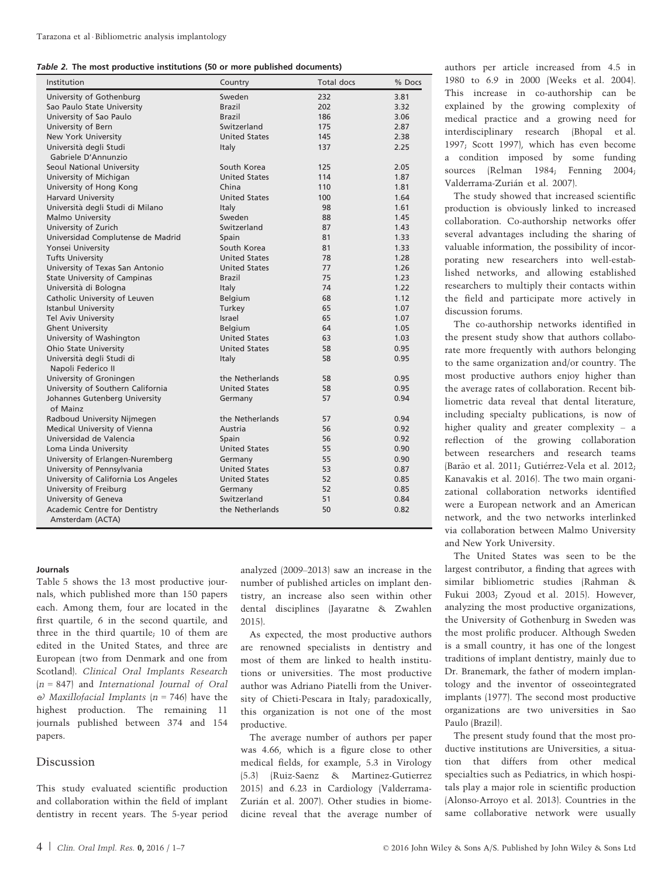*Table 2. The most productive institutions (50 or more published documents)*

| Institution | Country | Total docs | % Docs |
|---|---|---|---|
| University of Gothenburg | Sweden | 232 | 3.81 |
| Sao Paulo State University | Brazil | 202 | 3.32 |
| University of Sao Paulo | Brazil | 186 | 3.06 |
| University of Bern | Switzerland | 175 | 2.87 |
| New York University | United States | 145 | 2.38 |
| Università degli Studi Gabriele D'Annunzio | Italy | 137 | 2.25 |
| Seoul National University | South Korea | 125 | 2.05 |
| University of Michigan | United States | 114 | 1.87 |
| University of Hong Kong | China | 110 | 1.81 |
| Harvard University | United States | 100 | 1.64 |
| Università degli Studi di Milano | Italy | 98 | 1.61 |
| Malmo University | Sweden | 88 | 1.45 |
| University of Zurich | Switzerland | 87 | 1.43 |
| Universidad Complutense de Madrid | Spain | 81 | 1.33 |
| Yonsei University | South Korea | 81 | 1.33 |
| Tufts University | United States | 78 | 1.28 |
| University of Texas San Antonio | United States | 77 | 1.26 |
| State University of Campinas | Brazil | 75 | 1.23 |
| Università di Bologna | Italy | 74 | 1.22 |
| Catholic University of Leuven | Belgium | 68 | 1.12 |
| Istanbul University | Turkey | 65 | 1.07 |
| Tel Aviv University | Israel | 65 | 1.07 |
| Ghent University | Belgium | 64 | 1.05 |
| University of Washington | United States | 63 | 1.03 |
| Ohio State University | United States | 58 | 0.95 |
| Università degli Studi di Napoli Federico II | Italy | 58 | 0.95 |
| University of Groningen | the Netherlands | 58 | 0.95 |
| University of Southern California | United States | 58 | 0.95 |
| Johannes Gutenberg University of Mainz | Germany | 57 | 0.94 |
| Radboud University Nijmegen | the Netherlands | 57 | 0.94 |
| Medical University of Vienna | Austria | 56 | 0.92 |
| Universidad de Valencia | Spain | 56 | 0.92 |
| Loma Linda University | United States | 55 | 0.90 |
| University of Erlangen-Nuremberg | Germany | 55 | 0.90 |
| University of Pennsylvania | United States | 53 | 0.87 |
| University of California Los Angeles | United States | 52 | 0.85 |
| University of Freiburg | Germany | 52 | 0.85 |
| University of Geneva | Switzerland | 51 | 0.84 |
| Academic Centre for Dentistry Amsterdam (ACTA) | the Netherlands | 50 | 0.82 |

#### Journals

Table 5 shows the 13 most productive journals, which published more than 150 papers each. Among them, four are located in the first quartile, 6 in the second quartile, and three in the third quartile; 10 of them are edited in the United States, and three are European (two from Denmark and one from Scotland). *Clinical Oral Implants Research* ($n = 847$) and *International Journal of Oral & Maxillofacial Implants* ($n = 746$) have the highest production. The remaining 11 journals published between 374 and 154 papers.

## Discussion

This study evaluated scientific production and collaboration within the field of implant dentistry in recent years. The 5-year period analyzed (2009–2013) saw an increase in the number of published articles on implant dentistry, an increase also seen within other dental disciplines (Jayaratne & Zwahlen 2015).

As expected, the most productive authors are renowned specialists in dentistry and most of them are linked to health institutions or universities. The most productive author was Adriano Piatelli from the University of Chieti-Pescara in Italy; paradoxically, this organization is not one of the most productive.

The average number of authors per paper was 4.66, which is a figure close to other medical fields, for example, 5.3 in Virology (5.3) (Ruiz-Saenz & Martinez-Gutierrez 2015) and 6.23 in Cardiology (Valderrama-Zurián et al. 2007). Other studies in biomedicine reveal that the average number of authors per article increased from 4.5 in 1980 to 6.9 in 2000 (Weeks et al. 2004). This increase in co-authorship can be explained by the growing complexity of medical practice and a growing need for interdisciplinary research (Bhopal et al. 1997; Scott 1997), which has even become a condition imposed by some funding sources (Relman 1984; Fenning 2004; Valderrama-Zurián et al. 2007).

The study showed that increased scientific production is obviously linked to increased collaboration. Co-authorship networks offer several advantages including the sharing of valuable information, the possibility of incorporating new researchers into well-established networks, and allowing established researchers to multiply their contacts within the field and participate more actively in discussion forums.

The co-authorship networks identified in the present study show that authors collaborate more frequently with authors belonging to the same organization and/or country. The most productive authors enjoy higher than the average rates of collaboration. Recent bibliometric data reveal that dental literature, including specialty publications, is now of higher quality and greater complexity – a reflection of the growing collaboration between researchers and research teams (Barão et al. 2011; Gutiérrez-Vela et al. 2012; Kanavakis et al. 2016). The two main organizational collaboration networks identified were a European network and an American network, and the two networks interlinked via collaboration between Malmo University and New York University.

The United States was seen to be the largest contributor, a finding that agrees with similar bibliometric studies (Rahman & Fukui 2003; Zyoud et al. 2015). However, analyzing the most productive organizations, the University of Gothenburg in Sweden was the most prolific producer. Although Sweden is a small country, it has one of the longest traditions of implant dentistry, mainly due to Dr. Branemark, the father of modern implantology and the inventor of osseointegrated implants (1977). The second most productive organizations are two universities in Sao Paulo (Brazil).

The present study found that the most productive institutions are Universities, a situation that differs from other medical specialties such as Pediatrics, in which hospitals play a major role in scientific production (Alonso-Arroyo et al. 2013). Countries in the same collaborative network were usually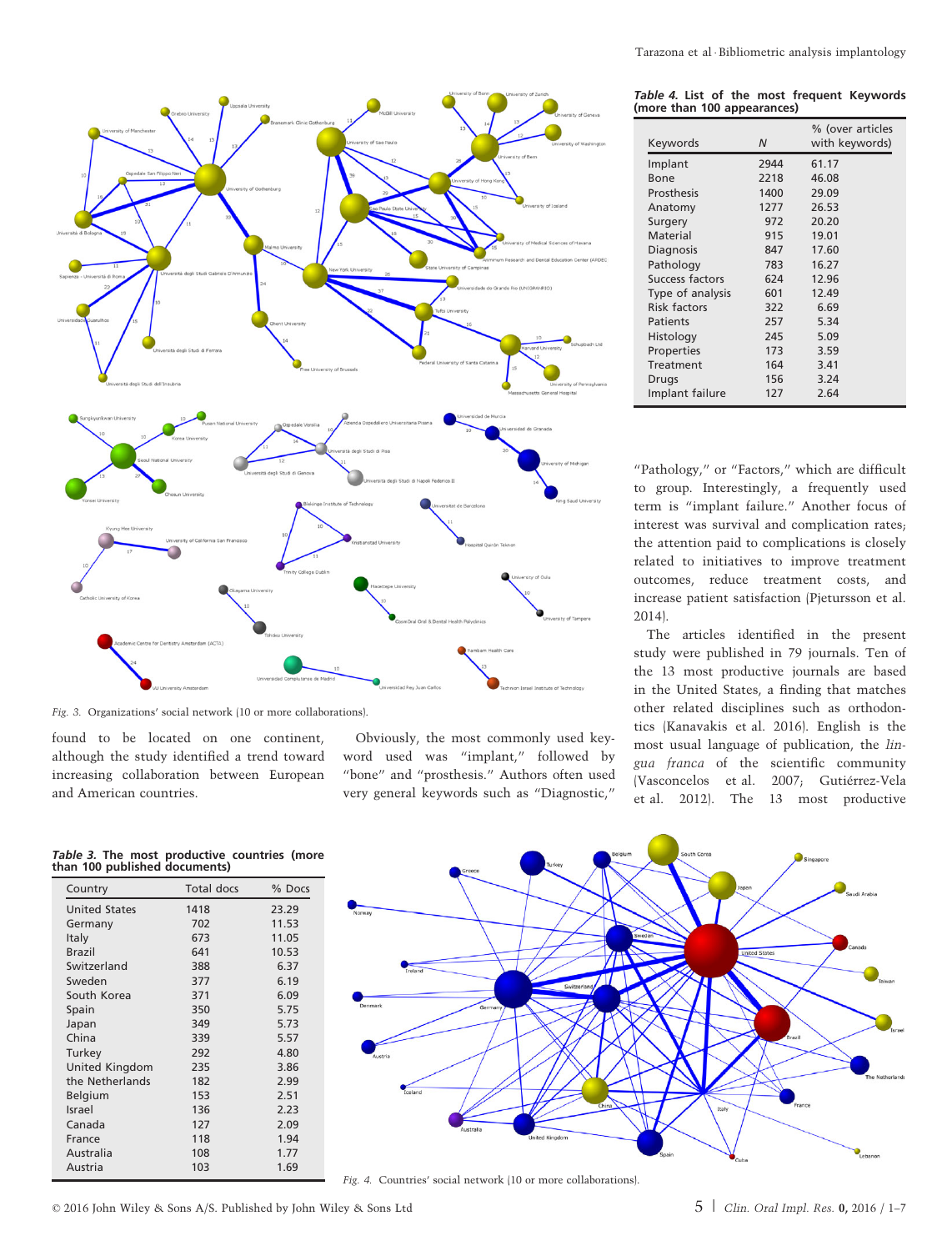Fig. 3. Organizations' social network (10 or more collaborations).

found to be located on one continent, although the study identified a trend toward increasing collaboration between European and American countries.

Obviously, the most commonly used keyword used was "implant," followed by "bone" and "prosthesis." Authors often used very general keywords such as "Diagnostic," "Pathology," or "Factors," which are difficult to group. Interestingly, a frequently used term is "implant failure." Another focus of interest was survival and complication rates; the attention paid to complications is closely related to initiatives to improve treatment outcomes, reduce treatment costs, and increase patient satisfaction (Pjetursson et al. 2014).

The articles identified in the present study were published in 79 journals. Ten of the 13 most productive journals are based in the United States, a finding that matches other related disciplines such as orthodontics (Kanavakis et al. 2016). English is the most usual language of publication, the *lingua franca* of the scientific community (Vasconcelos et al. 2007; Gutiérrez-Vela et al. 2012). The 13 most productive

**Table 4. List of the most frequent Keywords (more than 100 appearances)**

| Keywords | N | % (over articles with keywords) |
|---|---|---|
| Implant | 2944 | 61.17 |
| Bone | 2218 | 46.08 |
| Prosthesis | 1400 | 29.09 |
| Anatomy | 1277 | 26.53 |
| Surgery | 972 | 20.20 |
| Material | 915 | 19.01 |
| Diagnosis | 847 | 17.60 |
| Pathology | 783 | 16.27 |
| Success factors | 624 | 12.96 |
| Type of analysis | 601 | 12.49 |
| Risk factors | 322 | 6.69 |
| Patients | 257 | 5.34 |
| Histology | 245 | 5.09 |
| Properties | 173 | 3.59 |
| Treatment | 164 | 3.41 |
| Drugs | 156 | 3.24 |
| Implant failure | 127 | 2.64 |

**Table 3. The most productive countries (more than 100 published documents)**

| Country | Total docs | % Docs |
|---|---|---|
| United States | 1418 | 23.29 |
| Germany | 702 | 11.53 |
| Italy | 673 | 11.05 |
| Brazil | 641 | 10.53 |
| Switzerland | 388 | 6.37 |
| Sweden | 377 | 6.19 |
| South Korea | 371 | 6.09 |
| Spain | 350 | 5.75 |
| Japan | 349 | 5.73 |
| China | 339 | 5.57 |
| Turkey | 292 | 4.80 |
| United Kingdom | 235 | 3.86 |
| the Netherlands | 182 | 2.99 |
| Belgium | 153 | 2.51 |
| Israel | 136 | 2.23 |
| Canada | 127 | 2.09 |
| France | 118 | 1.94 |
| Australia | 108 | 1.77 |
| Austria | 103 | 1.69 |

Fig. 4. Countries' social network (10 or more collaborations).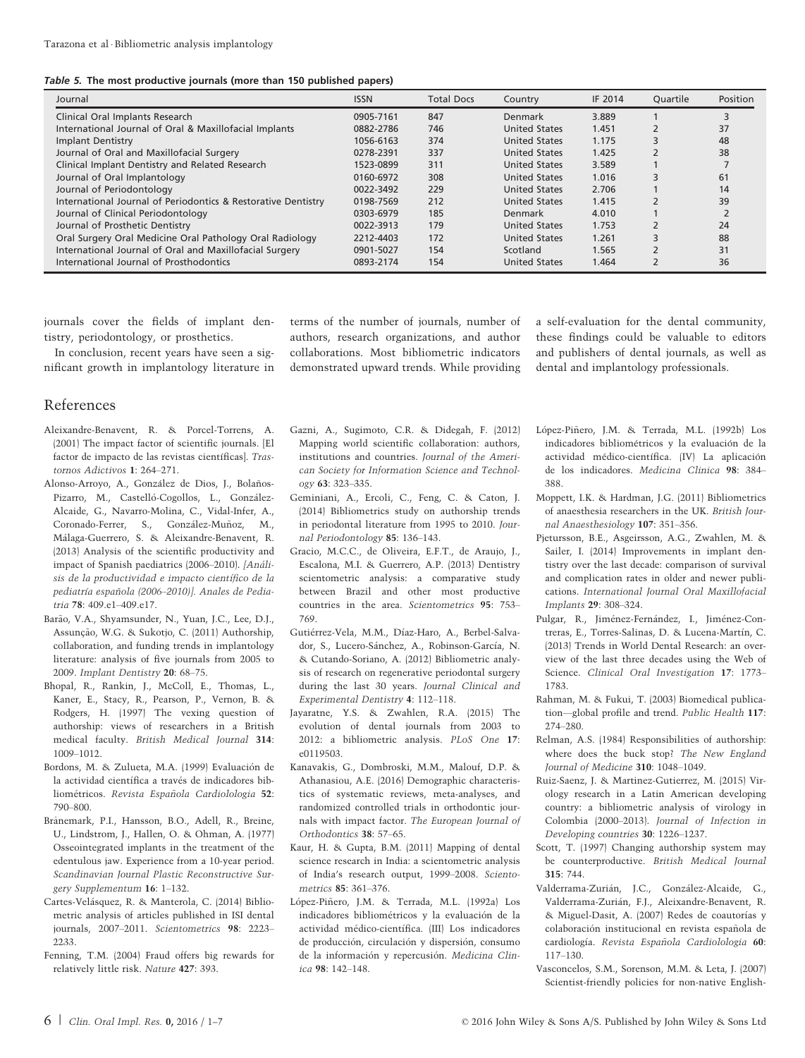*Table 5.* **The most productive journals (more than 150 published papers)**

| Journal | ISSN | Total Docs | Country | IF 2014 | Quartile | Position |
|---|---|---|---|---|---|---|
| Clinical Oral Implants Research | 0905-7161 | 847 | Denmark | 3.889 | 1 | 3 |
| International Journal of Oral & Maxillofacial Implants | 0882-2786 | 746 | United States | 1.451 | 2 | 37 |
| Implant Dentistry | 1056-6163 | 374 | United States | 1.175 | 3 | 48 |
| Journal of Oral and Maxillofacial Surgery | 0278-2391 | 337 | United States | 1.425 | 2 | 38 |
| Clinical Implant Dentistry and Related Research | 1523-0899 | 311 | United States | 3.589 | 1 | 7 |
| Journal of Oral Implantology | 0160-6972 | 308 | United States | 1.016 | 3 | 61 |
| Journal of Periodontology | 0022-3492 | 229 | United States | 2.706 | 1 | 14 |
| International Journal of Periodontics & Restorative Dentistry | 0198-7569 | 212 | United States | 1.415 | 2 | 39 |
| Journal of Clinical Periodontology | 0303-6979 | 185 | Denmark | 4.010 | 1 | 2 |
| Journal of Prosthetic Dentistry | 0022-3913 | 179 | United States | 1.753 | 2 | 24 |
| Oral Surgery Oral Medicine Oral Pathology Oral Radiology | 2212-4403 | 172 | United States | 1.261 | 3 | 88 |
| International Journal of Oral and Maxillofacial Surgery | 0901-5027 | 154 | Scotland | 1.565 | 2 | 31 |
| International Journal of Prosthodontics | 0893-2174 | 154 | United States | 1.464 | 2 | 36 |

journals cover the fields of implant dentistry, periodontology, or prosthetics.

In conclusion, recent years have seen a significant growth in implantology literature in terms of the number of journals, number of authors, research organizations, and author collaborations. Most bibliometric indicators demonstrated upward trends. While providing a self-evaluation for the dental community, these findings could be valuable to editors and publishers of dental journals, as well as dental and implantology professionals.

## References

Aleixandre-Benavent, R. & Porcel-Torrens, A. (2001) The impact factor of scientific journals. [El factor de impacto de las revistas científicas]. *Trastornos Adictivos* **1**: 264–271.

Alonso-Arroyo, A., González de Dios, J., Bolaños-Pizarro, M., Castelló-Cogollos, L., González-Alcaide, G., Navarro-Molina, C., Vidal-Infer, A., Coronado-Ferrer, S., González-Muñoz, M., Málaga-Guerrero, S. & Aleixandre-Benavent, R. (2013) Analysis of the scientific productivity and impact of Spanish paediatrics (2006–2010). *[Análisis de la productividad e impacto científico de la pediatría española (2006–2010)]. Anales de Pediatria* **78**: 409.e1–409.e17.

Barão, V.A., Shyamsunder, N., Yuan, J.C., Lee, D.J., Assunção, W.G. & Sukotjo, C. (2011) Authorship, collaboration, and funding trends in implantology literature: analysis of five journals from 2005 to 2009. *Implant Dentistry* **20**: 68–75.

Bhopal, R., Rankin, J., McColl, E., Thomas, L., Kaner, E., Stacy, R., Pearson, P., Vernon, B. & Rodgers, H. (1997) The vexing question of authorship: views of researchers in a British medical faculty. *British Medical Journal* **314**: 1009–1012.

Bordons, M. & Zulueta, M.A. (1999) Evaluación de la actividad científica a través de indicadores bibliométricos. *Revista Española Cardiololgia* **52**: 790–800.

Brånemark, P.I., Hansson, B.O., Adell, R., Breine, U., Lindstrom, J., Hallen, O. & Ohman, A. (1977) Osseointegrated implants in the treatment of the edentulous jaw. Experience from a 10-year period. *Scandinavian Journal Plastic Reconstructive Surgery Supplementum* **16**: 1–132.

Cartes-Velásquez, R. & Manterola, C. (2014) Bibliometric analysis of articles published in ISI dental journals, 2007–2011. *Scientometrics* **98**: 2223–2233.

Fenning, T.M. (2004) Fraud offers big rewards for relatively little risk. *Nature* **427**: 393.

Gazni, A., Sugimoto, C.R. & Didegah, F. (2012) Mapping world scientific collaboration: authors, institutions and countries. *Journal of the American Society for Information Science and Technology* **63**: 323–335.

Geminiani, A., Ercoli, C., Feng, C. & Caton, J. (2014) Bibliometrics study on authorship trends in periodontal literature from 1995 to 2010. *Journal Periodontology* **85**: 136–143.

Gracio, M.C.C., de Oliveira, E.F.T., de Araujo, J., Escalona, M.I. & Guerrero, A.P. (2013) Dentistry scientometric analysis: a comparative study between Brazil and other most productive countries in the area. *Scientometrics* **95**: 753–769.

Gutiérrez-Vela, M.M., Díaz-Haro, A., Berbel-Salvador, S., Lucero-Sánchez, A., Robinson-García, N. & Cutando-Soriano, A. (2012) Bibliometric analysis of research on regenerative periodontal surgery during the last 30 years. *Journal Clinical and Experimental Dentistry* **4**: 112–118.

Jayaratne, Y.S. & Zwahlen, R.A. (2015) The evolution of dental journals from 2003 to 2012: a bibliometric analysis. *PLoS One* **17**: e0119503.

Kanavakis, G., Dombroski, M.M., Malouf, D.P. & Athanasiou, A.E. (2016) Demographic characteristics of systematic reviews, meta-analyses, and randomized controlled trials in orthodontic journals with impact factor. *The European Journal of Orthodontics* **38**: 57–65.

Kaur, H. & Gupta, B.M. (2011) Mapping of dental science research in India: a scientometric analysis of India's research output, 1999–2008. *Scientometrics* **85**: 361–376.

López-Piñero, J.M. & Terrada, M.L. (1992a) Los indicadores bibliométricos y la evaluación de la actividad médico-científica. (III) Los indicadores de producción, circulación y dispersión, consumo de la información y repercusión. *Medicina Clinica* **98**: 142–148.

López-Piñero, J.M. & Terrada, M.L. (1992b) Los indicadores bibliométricos y la evaluación de la actividad médico-científica. (IV) La aplicación de los indicadores. *Medicina Clinica* **98**: 384–388.

Moppett, I.K. & Hardman, J.G. (2011) Bibliometrics of anaesthesia researchers in the UK. *British Journal Anaesthesiology* **107**: 351–356.

Pjetursson, B.E., Asgeirsson, A.G., Zwahlen, M. & Sailer, I. (2014) Improvements in implant dentistry over the last decade: comparison of survival and complication rates in older and newer publications. *International Journal Oral Maxillofacial Implants* **29**: 308–324.

Pulgar, R., Jiménez-Fernández, I., Jiménez-Contreras, E., Torres-Salinas, D. & Lucena-Martín, C. (2013) Trends in World Dental Research: an overview of the last three decades using the Web of Science. *Clinical Oral Investigation* **17**: 1773–1783.

Rahman, M. & Fukui, T. (2003) Biomedical publication—global profile and trend. *Public Health* **117**: 274–280.

Relman, A.S. (1984) Responsibilities of authorship: where does the buck stop? *The New England Journal of Medicine* **310**: 1048–1049.

Ruiz-Saenz, J. & Martinez-Gutierrez, M. (2015) Virology research in a Latin American developing country: a bibliometric analysis of virology in Colombia (2000–2013). *Journal of Infection in Developing countries* **30**: 1226–1237.

Scott, T. (1997) Changing authorship system may be counterproductive. *British Medical Journal* **315**: 744.

Valderrama-Zurián, J.C., González-Alcaide, G., Valderrama-Zurián, F.J., Aleixandre-Benavent, R. & Miguel-Dasit, A. (2007) Redes de coautorías y colaboración institucional en revista española de cardiología. *Revista Española Cardiololgia* **60**: 117–130.

Vasconcelos, S.M., Sorenson, M.M. & Leta, J. (2007) Scientist-friendly policies for non-native English-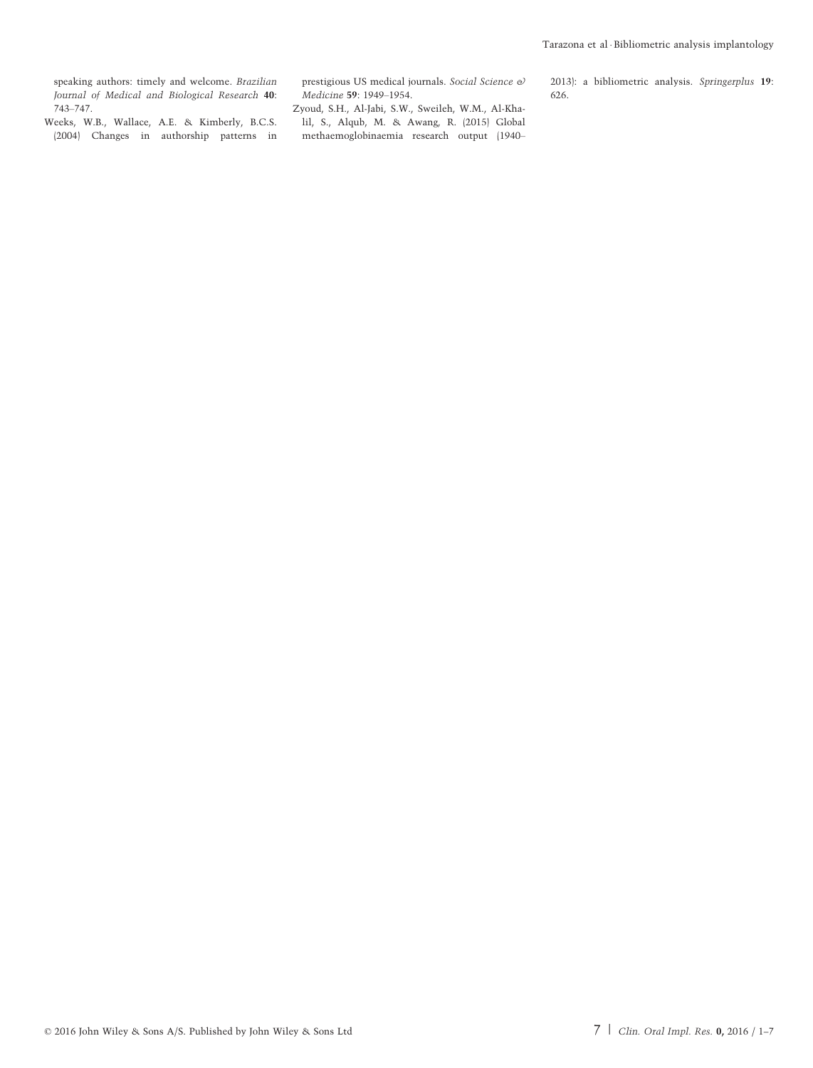speaking authors: timely and welcome. *Brazilian Journal of Medical and Biological Research* **40**: 743–747.

Weeks, W.B., Wallace, A.E. & Kimberly, B.C.S. (2004) Changes in authorship patterns in prestigious US medical journals. *Social Science & Medicine* **59**: 1949–1954.

Zyoud, S.H., Al-Jabi, S.W., Sweileh, W.M., Al-Khalil, S., Alqub, M. & Awang, R. (2015) Global methaemoglobinaemia research output (1940–2013): a bibliometric analysis. *Springerplus* **19**: 626.